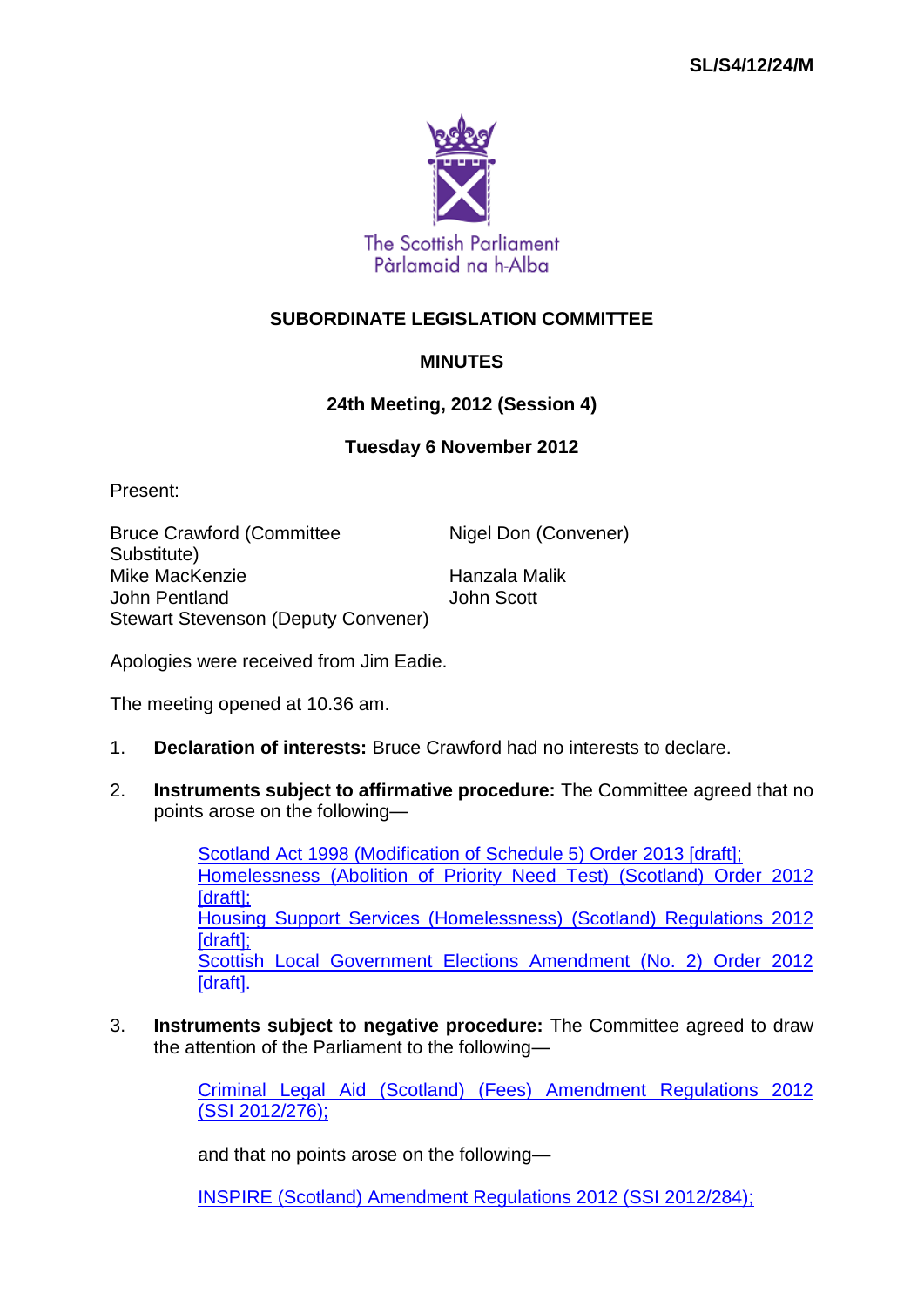SL/S4/12/24/M

The Scottish Parliament
Pàrlamaid na h-Alba

## SUBORDINATE LEGISLATION COMMITTEE

## MINUTES

### 24th Meeting, 2012 (Session 4)

### Tuesday 6 November 2012

Present:

Bruce Crawford (Committee Substitute)
Nigel Don (Convener)
Mike MacKenzie
Hanzala Malik
John Pentland
John Scott
Stewart Stevenson (Deputy Convener)

Apologies were received from Jim Eadie.

The meeting opened at 10.36 am.

1. **Declaration of interests:** Bruce Crawford had no interests to declare.

2. **Instruments subject to affirmative procedure:** The Committee agreed that no points arose on the following—

   Scotland Act 1998 (Modification of Schedule 5) Order 2013 [draft];
   Homelessness (Abolition of Priority Need Test) (Scotland) Order 2012 [draft];
   Housing Support Services (Homelessness) (Scotland) Regulations 2012 [draft];
   Scottish Local Government Elections Amendment (No. 2) Order 2012 [draft].

3. **Instruments subject to negative procedure:** The Committee agreed to draw the attention of the Parliament to the following—

   Criminal Legal Aid (Scotland) (Fees) Amendment Regulations 2012 (SSI 2012/276);

   and that no points arose on the following—

   INSPIRE (Scotland) Amendment Regulations 2012 (SSI 2012/284);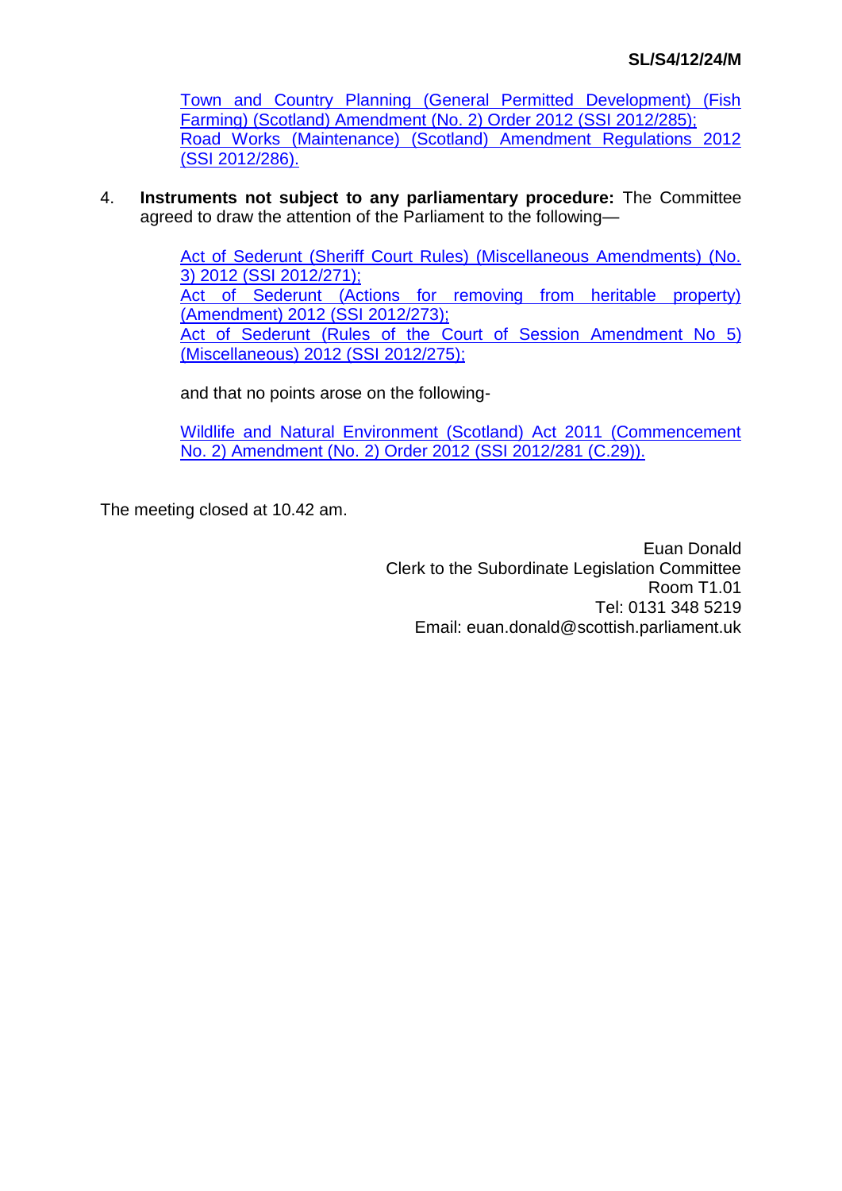Town and Country Planning (General Permitted Development) (Fish Farming) (Scotland) Amendment (No. 2) Order 2012 (SSI 2012/285);
Road Works (Maintenance) (Scotland) Amendment Regulations 2012 (SSI 2012/286).

4. **Instruments not subject to any parliamentary procedure:** The Committee agreed to draw the attention of the Parliament to the following—

    Act of Sederunt (Sheriff Court Rules) (Miscellaneous Amendments) (No. 3) 2012 (SSI 2012/271);
    Act of Sederunt (Actions for removing from heritable property) (Amendment) 2012 (SSI 2012/273);
    Act of Sederunt (Rules of the Court of Session Amendment No 5) (Miscellaneous) 2012 (SSI 2012/275);

    and that no points arose on the following-

    Wildlife and Natural Environment (Scotland) Act 2011 (Commencement No. 2) Amendment (No. 2) Order 2012 (SSI 2012/281 (C.29)).

The meeting closed at 10.42 am.

Euan Donald
Clerk to the Subordinate Legislation Committee
Room T1.01
Tel: 0131 348 5219
Email: euan.donald@scottish.parliament.uk